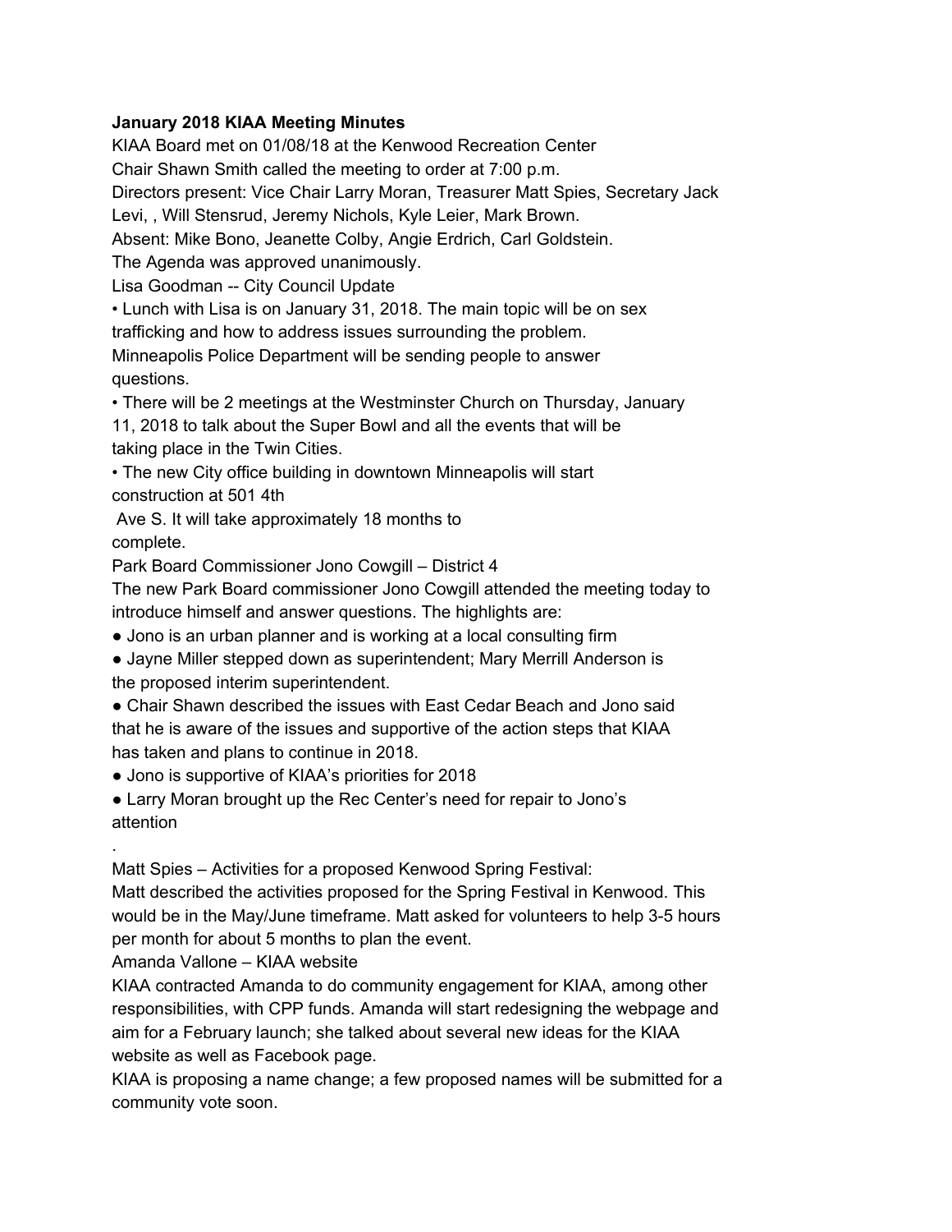**January 2018 KIAA Meeting Minutes**

KIAA Board met on 01/08/18 at the Kenwood Recreation Center
Chair Shawn Smith called the meeting to order at 7:00 p.m.
Directors present: Vice Chair Larry Moran, Treasurer Matt Spies, Secretary Jack Levi, , Will Stensrud, Jeremy Nichols, Kyle Leier, Mark Brown.
Absent: Mike Bono, Jeanette Colby, Angie Erdrich, Carl Goldstein.
The Agenda was approved unanimously.

Lisa Goodman -- City Council Update

• Lunch with Lisa is on January 31, 2018. The main topic will be on sex trafficking and how to address issues surrounding the problem. Minneapolis Police Department will be sending people to answer questions.
• There will be 2 meetings at the Westminster Church on Thursday, January 11, 2018 to talk about the Super Bowl and all the events that will be taking place in the Twin Cities.
• The new City office building in downtown Minneapolis will start construction at 501 4th Ave S. It will take approximately 18 months to complete.

Park Board Commissioner Jono Cowgill – District 4

The new Park Board commissioner Jono Cowgill attended the meeting today to introduce himself and answer questions. The highlights are:

● Jono is an urban planner and is working at a local consulting firm
● Jayne Miller stepped down as superintendent; Mary Merrill Anderson is the proposed interim superintendent.
● Chair Shawn described the issues with East Cedar Beach and Jono said that he is aware of the issues and supportive of the action steps that KIAA has taken and plans to continue in 2018.
● Jono is supportive of KIAA's priorities for 2018
● Larry Moran brought up the Rec Center's need for repair to Jono's attention

.

Matt Spies – Activities for a proposed Kenwood Spring Festival:

Matt described the activities proposed for the Spring Festival in Kenwood. This would be in the May/June timeframe. Matt asked for volunteers to help 3-5 hours per month for about 5 months to plan the event.

Amanda Vallone – KIAA website

KIAA contracted Amanda to do community engagement for KIAA, among other responsibilities, with CPP funds. Amanda will start redesigning the webpage and aim for a February launch; she talked about several new ideas for the KIAA website as well as Facebook page.

KIAA is proposing a name change; a few proposed names will be submitted for a community vote soon.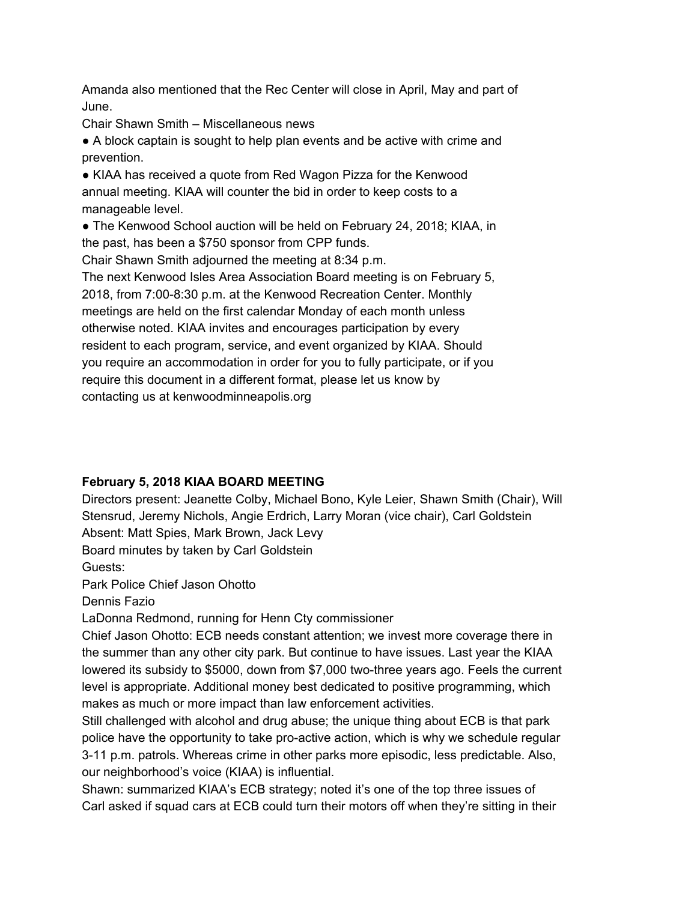Amanda also mentioned that the Rec Center will close in April, May and part of June.

Chair Shawn Smith – Miscellaneous news

- A block captain is sought to help plan events and be active with crime and prevention.
- KIAA has received a quote from Red Wagon Pizza for the Kenwood annual meeting. KIAA will counter the bid in order to keep costs to a manageable level.
- The Kenwood School auction will be held on February 24, 2018; KIAA, in the past, has been a $750 sponsor from CPP funds.

Chair Shawn Smith adjourned the meeting at 8:34 p.m.

The next Kenwood Isles Area Association Board meeting is on February 5, 2018, from 7:00-8:30 p.m. at the Kenwood Recreation Center. Monthly meetings are held on the first calendar Monday of each month unless otherwise noted. KIAA invites and encourages participation by every resident to each program, service, and event organized by KIAA. Should you require an accommodation in order for you to fully participate, or if you require this document in a different format, please let us know by contacting us at kenwoodminneapolis.org

**February 5, 2018 KIAA BOARD MEETING**

Directors present: Jeanette Colby, Michael Bono, Kyle Leier, Shawn Smith (Chair), Will Stensrud, Jeremy Nichols, Angie Erdrich, Larry Moran (vice chair), Carl Goldstein

Absent: Matt Spies, Mark Brown, Jack Levy

Board minutes by taken by Carl Goldstein

Guests:

Park Police Chief Jason Ohotto

Dennis Fazio

LaDonna Redmond, running for Henn Cty commissioner

Chief Jason Ohotto: ECB needs constant attention; we invest more coverage there in the summer than any other city park. But continue to have issues. Last year the KIAA lowered its subsidy to $5000, down from $7,000 two-three years ago. Feels the current level is appropriate. Additional money best dedicated to positive programming, which makes as much or more impact than law enforcement activities.

Still challenged with alcohol and drug abuse; the unique thing about ECB is that park police have the opportunity to take pro-active action, which is why we schedule regular 3-11 p.m. patrols. Whereas crime in other parks more episodic, less predictable. Also, our neighborhood's voice (KIAA) is influential.

Shawn: summarized KIAA's ECB strategy; noted it's one of the top three issues of

Carl asked if squad cars at ECB could turn their motors off when they're sitting in their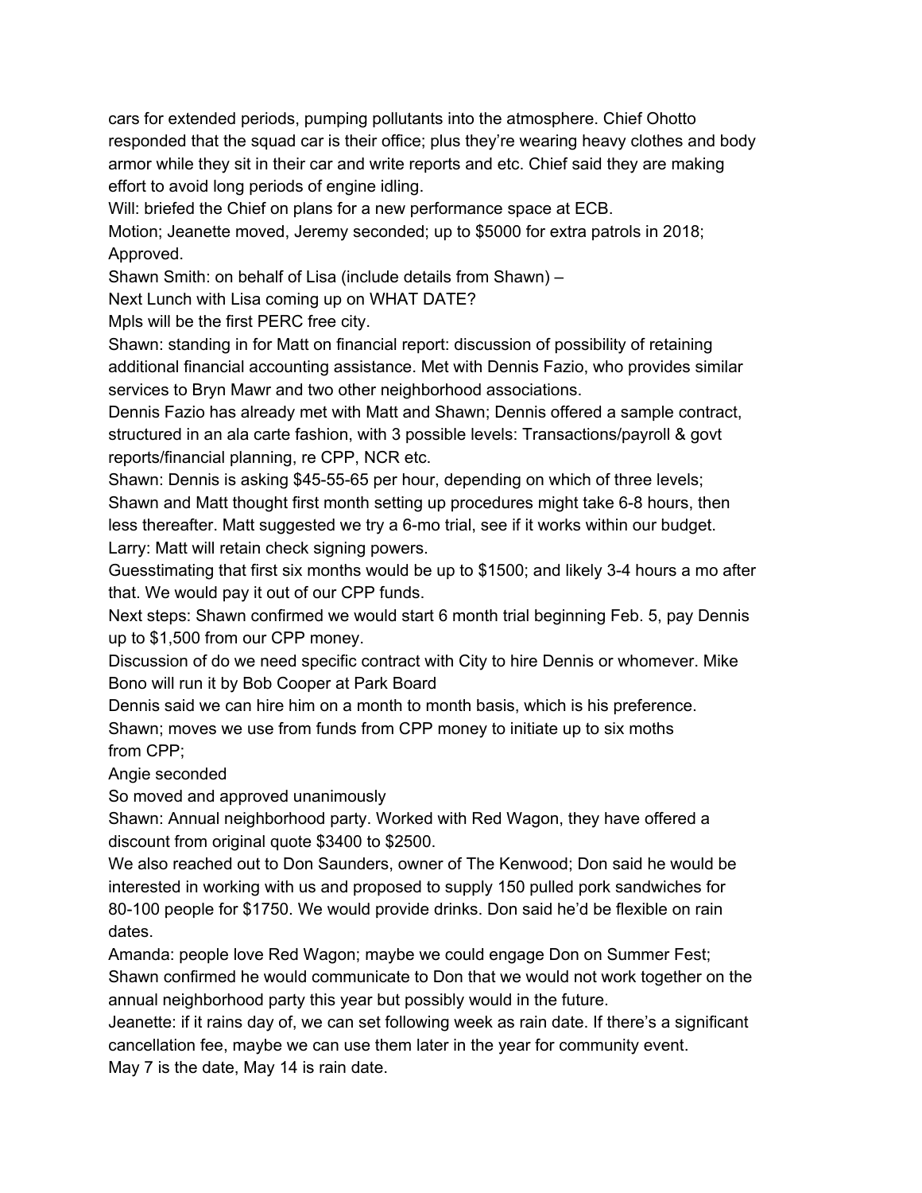cars for extended periods, pumping pollutants into the atmosphere. Chief Ohotto responded that the squad car is their office; plus they're wearing heavy clothes and body armor while they sit in their car and write reports and etc. Chief said they are making effort to avoid long periods of engine idling.

Will: briefed the Chief on plans for a new performance space at ECB.

Motion; Jeanette moved, Jeremy seconded; up to $5000 for extra patrols in 2018; Approved.

Shawn Smith: on behalf of Lisa (include details from Shawn) –

Next Lunch with Lisa coming up on WHAT DATE?

Mpls will be the first PERC free city.

Shawn: standing in for Matt on financial report: discussion of possibility of retaining additional financial accounting assistance. Met with Dennis Fazio, who provides similar services to Bryn Mawr and two other neighborhood associations.

Dennis Fazio has already met with Matt and Shawn; Dennis offered a sample contract, structured in an ala carte fashion, with 3 possible levels: Transactions/payroll & govt reports/financial planning, re CPP, NCR etc.

Shawn: Dennis is asking $45-55-65 per hour, depending on which of three levels; Shawn and Matt thought first month setting up procedures might take 6-8 hours, then less thereafter. Matt suggested we try a 6-mo trial, see if it works within our budget.

Larry: Matt will retain check signing powers.

Guesstimating that first six months would be up to $1500; and likely 3-4 hours a mo after that. We would pay it out of our CPP funds.

Next steps: Shawn confirmed we would start 6 month trial beginning Feb. 5, pay Dennis up to $1,500 from our CPP money.

Discussion of do we need specific contract with City to hire Dennis or whomever. Mike Bono will run it by Bob Cooper at Park Board

Dennis said we can hire him on a month to month basis, which is his preference.

Shawn; moves we use from funds from CPP money to initiate up to six moths from CPP;

Angie seconded

So moved and approved unanimously

Shawn: Annual neighborhood party. Worked with Red Wagon, they have offered a discount from original quote $3400 to $2500.

We also reached out to Don Saunders, owner of The Kenwood; Don said he would be interested in working with us and proposed to supply 150 pulled pork sandwiches for 80-100 people for $1750. We would provide drinks. Don said he'd be flexible on rain dates.

Amanda: people love Red Wagon; maybe we could engage Don on Summer Fest; Shawn confirmed he would communicate to Don that we would not work together on the annual neighborhood party this year but possibly would in the future.

Jeanette: if it rains day of, we can set following week as rain date. If there's a significant cancellation fee, maybe we can use them later in the year for community event.

May 7 is the date, May 14 is rain date.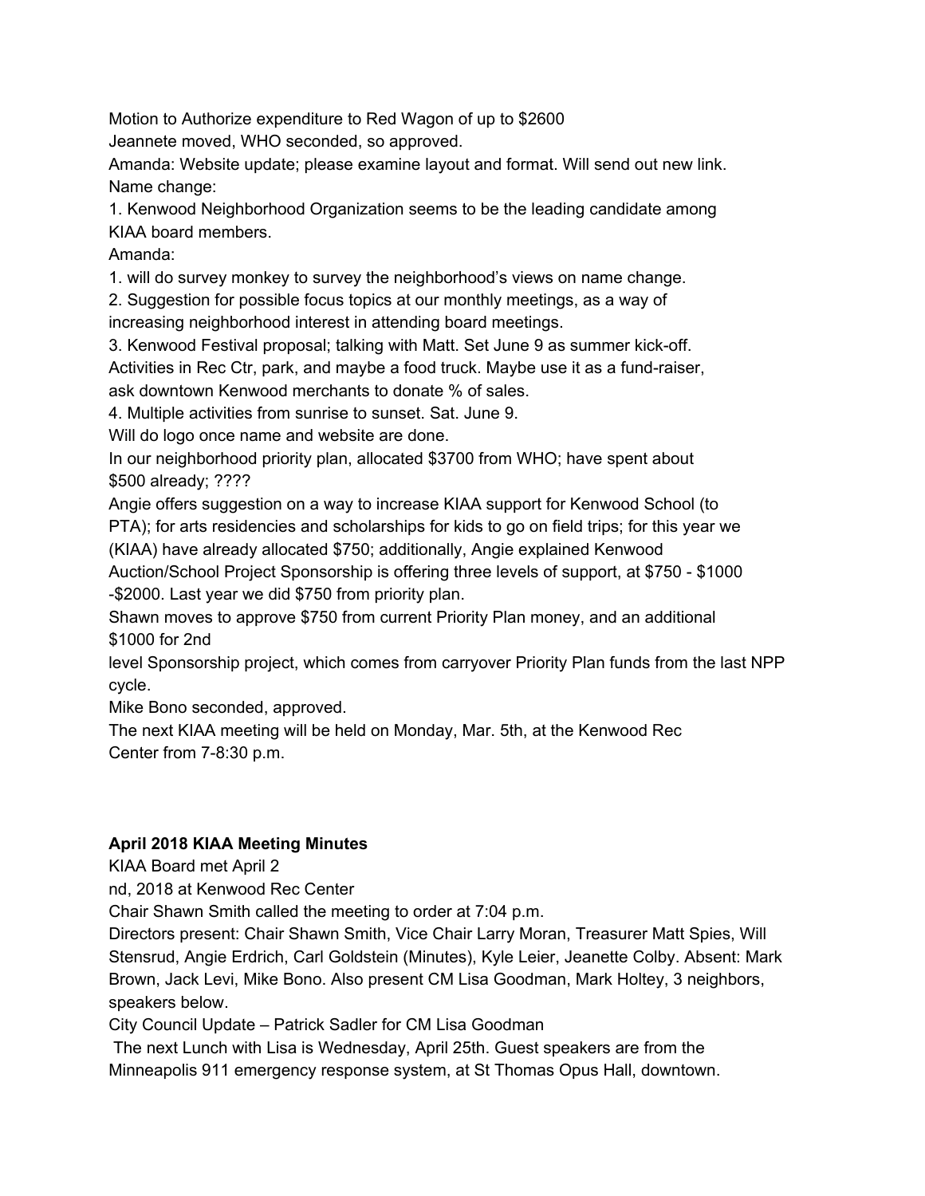Motion to Authorize expenditure to Red Wagon of up to $2600
Jeannete moved, WHO seconded, so approved.
Amanda: Website update; please examine layout and format. Will send out new link.
Name change:

1. Kenwood Neighborhood Organization seems to be the leading candidate among KIAA board members.

Amanda:

1. will do survey monkey to survey the neighborhood's views on name change.
2. Suggestion for possible focus topics at our monthly meetings, as a way of increasing neighborhood interest in attending board meetings.
3. Kenwood Festival proposal; talking with Matt. Set June 9 as summer kick-off. Activities in Rec Ctr, park, and maybe a food truck. Maybe use it as a fund-raiser, ask downtown Kenwood merchants to donate % of sales.
4. Multiple activities from sunrise to sunset. Sat. June 9.

Will do logo once name and website are done.
In our neighborhood priority plan, allocated $3700 from WHO; have spent about $500 already; ????
Angie offers suggestion on a way to increase KIAA support for Kenwood School (to PTA); for arts residencies and scholarships for kids to go on field trips; for this year we (KIAA) have already allocated $750; additionally, Angie explained Kenwood Auction/School Project Sponsorship is offering three levels of support, at $750 - $1000 -$2000. Last year we did $750 from priority plan.
Shawn moves to approve $750 from current Priority Plan money, and an additional $1000 for 2nd level Sponsorship project, which comes from carryover Priority Plan funds from the last NPP cycle.
Mike Bono seconded, approved.
The next KIAA meeting will be held on Monday, Mar. 5th, at the Kenwood Rec Center from 7-8:30 p.m.

**April 2018 KIAA Meeting Minutes**

KIAA Board met April 2nd, 2018 at Kenwood Rec Center
Chair Shawn Smith called the meeting to order at 7:04 p.m.
Directors present: Chair Shawn Smith, Vice Chair Larry Moran, Treasurer Matt Spies, Will Stensrud, Angie Erdrich, Carl Goldstein (Minutes), Kyle Leier, Jeanette Colby. Absent: Mark Brown, Jack Levi, Mike Bono. Also present CM Lisa Goodman, Mark Holtey, 3 neighbors, speakers below.
City Council Update – Patrick Sadler for CM Lisa Goodman
The next Lunch with Lisa is Wednesday, April 25th. Guest speakers are from the Minneapolis 911 emergency response system, at St Thomas Opus Hall, downtown.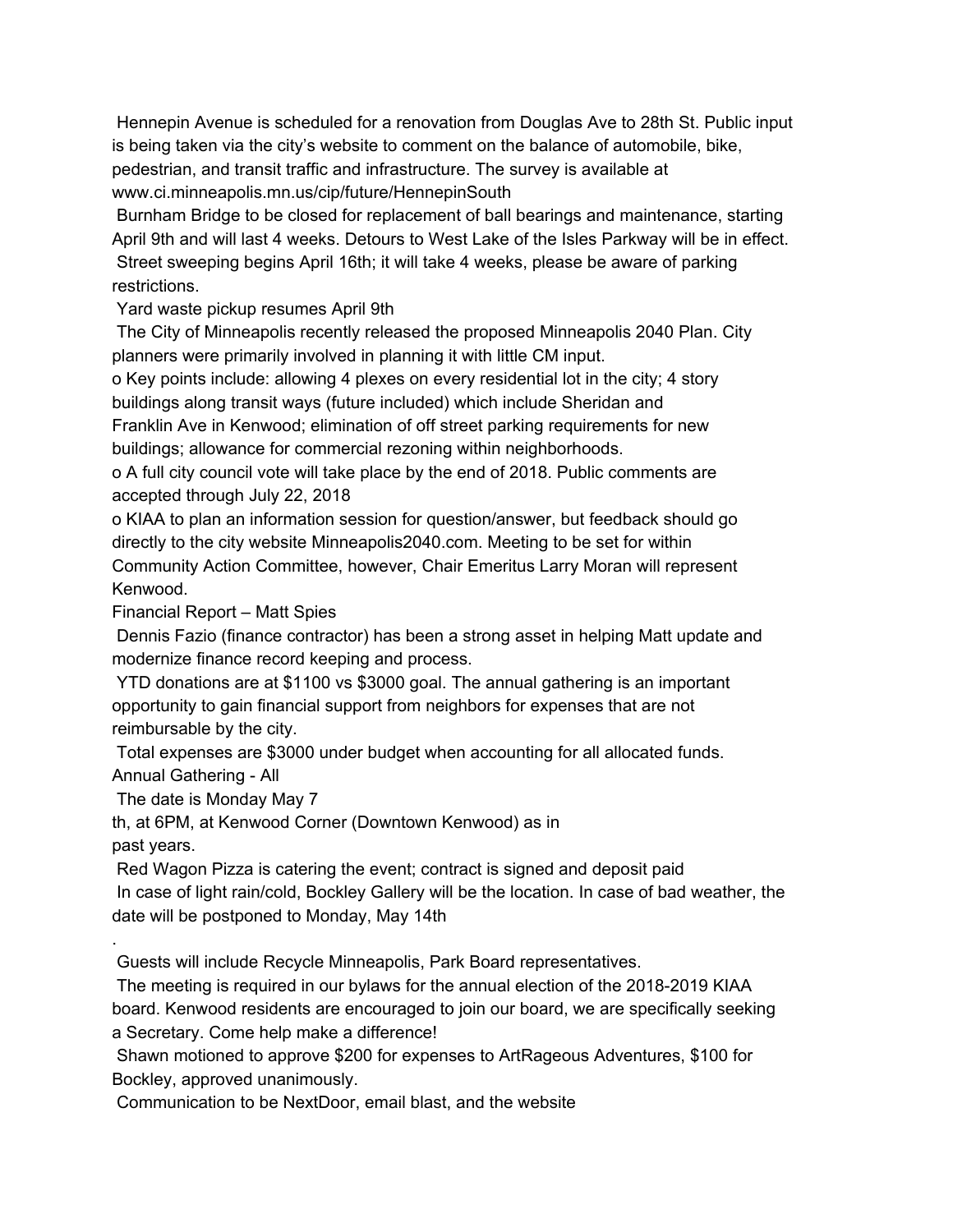- Hennepin Avenue is scheduled for a renovation from Douglas Ave to 28th St. Public input is being taken via the city's website to comment on the balance of automobile, bike, pedestrian, and transit traffic and infrastructure. The survey is available at www.ci.minneapolis.mn.us/cip/future/HennepinSouth
- Burnham Bridge to be closed for replacement of ball bearings and maintenance, starting April 9th and will last 4 weeks. Detours to West Lake of the Isles Parkway will be in effect.
- Street sweeping begins April 16th; it will take 4 weeks, please be aware of parking restrictions.
- Yard waste pickup resumes April 9th
- The City of Minneapolis recently released the proposed Minneapolis 2040 Plan. City planners were primarily involved in planning it with little CM input.
  - Key points include: allowing 4 plexes on every residential lot in the city; 4 story buildings along transit ways (future included) which include Sheridan and Franklin Ave in Kenwood; elimination of off street parking requirements for new buildings; allowance for commercial rezoning within neighborhoods.
  - A full city council vote will take place by the end of 2018. Public comments are accepted through July 22, 2018
  - KIAA to plan an information session for question/answer, but feedback should go directly to the city website Minneapolis2040.com. Meeting to be set for within Community Action Committee, however, Chair Emeritus Larry Moran will represent Kenwood.

Financial Report – Matt Spies

- Dennis Fazio (finance contractor) has been a strong asset in helping Matt update and modernize finance record keeping and process.
- YTD donations are at $1100 vs $3000 goal. The annual gathering is an important opportunity to gain financial support from neighbors for expenses that are not reimbursable by the city.
- Total expenses are $3000 under budget when accounting for all allocated funds.

Annual Gathering - All

- The date is Monday May 7th, at 6PM, at Kenwood Corner (Downtown Kenwood) as in past years.
- Red Wagon Pizza is catering the event; contract is signed and deposit paid
- In case of light rain/cold, Bockley Gallery will be the location. In case of bad weather, the date will be postponed to Monday, May 14th.
- Guests will include Recycle Minneapolis, Park Board representatives.
- The meeting is required in our bylaws for the annual election of the 2018-2019 KIAA board. Kenwood residents are encouraged to join our board, we are specifically seeking a Secretary. Come help make a difference!
- Shawn motioned to approve $200 for expenses to ArtRageous Adventures, $100 for Bockley, approved unanimously.
- Communication to be NextDoor, email blast, and the website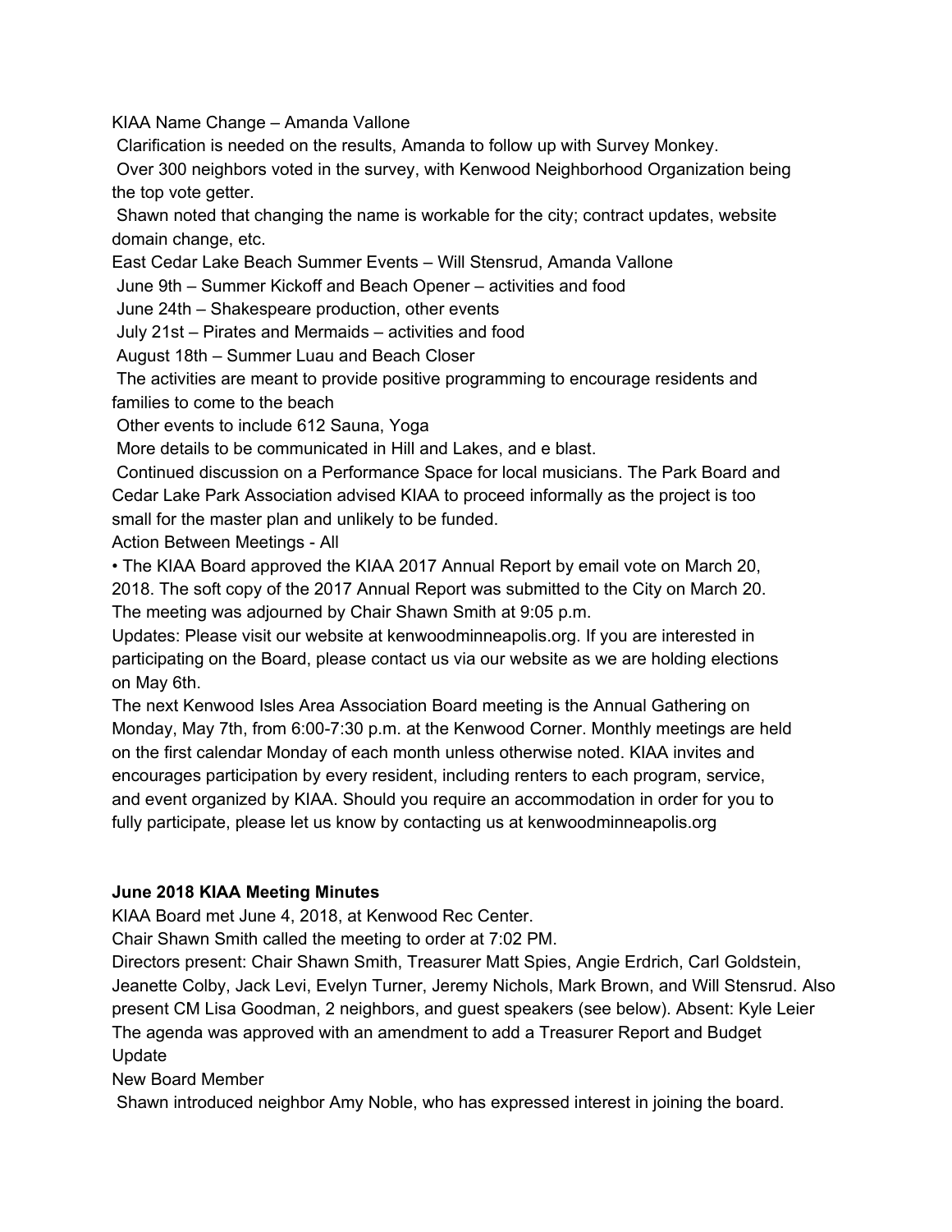KIAA Name Change – Amanda Vallone

Clarification is needed on the results, Amanda to follow up with Survey Monkey.

Over 300 neighbors voted in the survey, with Kenwood Neighborhood Organization being the top vote getter.

Shawn noted that changing the name is workable for the city; contract updates, website domain change, etc.

East Cedar Lake Beach Summer Events – Will Stensrud, Amanda Vallone

June 9th – Summer Kickoff and Beach Opener – activities and food

June 24th – Shakespeare production, other events

July 21st – Pirates and Mermaids – activities and food

August 18th – Summer Luau and Beach Closer

The activities are meant to provide positive programming to encourage residents and families to come to the beach

Other events to include 612 Sauna, Yoga

More details to be communicated in Hill and Lakes, and e blast.

Continued discussion on a Performance Space for local musicians. The Park Board and Cedar Lake Park Association advised KIAA to proceed informally as the project is too small for the master plan and unlikely to be funded.

Action Between Meetings - All

- The KIAA Board approved the KIAA 2017 Annual Report by email vote on March 20, 2018. The soft copy of the 2017 Annual Report was submitted to the City on March 20.

The meeting was adjourned by Chair Shawn Smith at 9:05 p.m.

Updates: Please visit our website at kenwoodminneapolis.org. If you are interested in participating on the Board, please contact us via our website as we are holding elections on May 6th.

The next Kenwood Isles Area Association Board meeting is the Annual Gathering on Monday, May 7th, from 6:00-7:30 p.m. at the Kenwood Corner. Monthly meetings are held on the first calendar Monday of each month unless otherwise noted. KIAA invites and encourages participation by every resident, including renters to each program, service, and event organized by KIAA. Should you require an accommodation in order for you to fully participate, please let us know by contacting us at kenwoodminneapolis.org

**June 2018 KIAA Meeting Minutes**

KIAA Board met June 4, 2018, at Kenwood Rec Center.

Chair Shawn Smith called the meeting to order at 7:02 PM.

Directors present: Chair Shawn Smith, Treasurer Matt Spies, Angie Erdrich, Carl Goldstein, Jeanette Colby, Jack Levi, Evelyn Turner, Jeremy Nichols, Mark Brown, and Will Stensrud. Also present CM Lisa Goodman, 2 neighbors, and guest speakers (see below). Absent: Kyle Leier

The agenda was approved with an amendment to add a Treasurer Report and Budget Update

New Board Member

Shawn introduced neighbor Amy Noble, who has expressed interest in joining the board.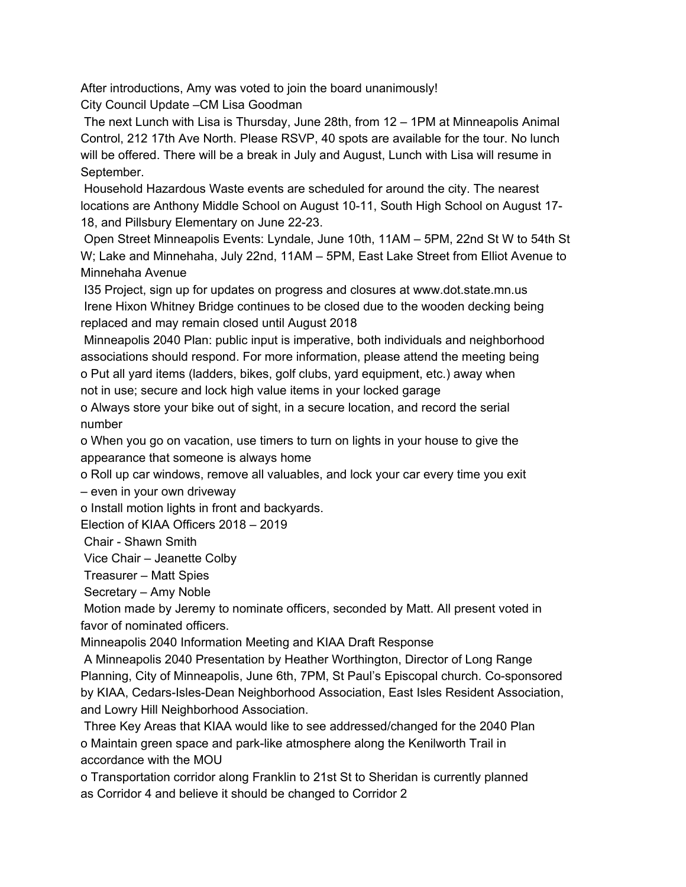After introductions, Amy was voted to join the board unanimously!

City Council Update –CM Lisa Goodman

- The next Lunch with Lisa is Thursday, June 28th, from 12 – 1PM at Minneapolis Animal Control, 212 17th Ave North. Please RSVP, 40 spots are available for the tour. No lunch will be offered. There will be a break in July and August, Lunch with Lisa will resume in September.
- Household Hazardous Waste events are scheduled for around the city. The nearest locations are Anthony Middle School on August 10-11, South High School on August 17-18, and Pillsbury Elementary on June 22-23.
- Open Street Minneapolis Events: Lyndale, June 10th, 11AM – 5PM, 22nd St W to 54th St W; Lake and Minnehaha, July 22nd, 11AM – 5PM, East Lake Street from Elliot Avenue to Minnehaha Avenue
- I35 Project, sign up for updates on progress and closures at www.dot.state.mn.us
- Irene Hixon Whitney Bridge continues to be closed due to the wooden decking being replaced and may remain closed until August 2018
- Minneapolis 2040 Plan: public input is imperative, both individuals and neighborhood associations should respond. For more information, please attend the meeting being
  - Put all yard items (ladders, bikes, golf clubs, yard equipment, etc.) away when not in use; secure and lock high value items in your locked garage
  - Always store your bike out of sight, in a secure location, and record the serial number
  - When you go on vacation, use timers to turn on lights in your house to give the appearance that someone is always home
  - Roll up car windows, remove all valuables, and lock your car every time you exit – even in your own driveway
  - Install motion lights in front and backyards.

Election of KIAA Officers 2018 – 2019

- Chair - Shawn Smith
- Vice Chair – Jeanette Colby
- Treasurer – Matt Spies
- Secretary – Amy Noble
- Motion made by Jeremy to nominate officers, seconded by Matt. All present voted in favor of nominated officers.

Minneapolis 2040 Information Meeting and KIAA Draft Response

- A Minneapolis 2040 Presentation by Heather Worthington, Director of Long Range Planning, City of Minneapolis, June 6th, 7PM, St Paul's Episcopal church. Co-sponsored by KIAA, Cedars-Isles-Dean Neighborhood Association, East Isles Resident Association, and Lowry Hill Neighborhood Association.
- Three Key Areas that KIAA would like to see addressed/changed for the 2040 Plan
  - Maintain green space and park-like atmosphere along the Kenilworth Trail in accordance with the MOU
  - Transportation corridor along Franklin to 21st St to Sheridan is currently planned as Corridor 4 and believe it should be changed to Corridor 2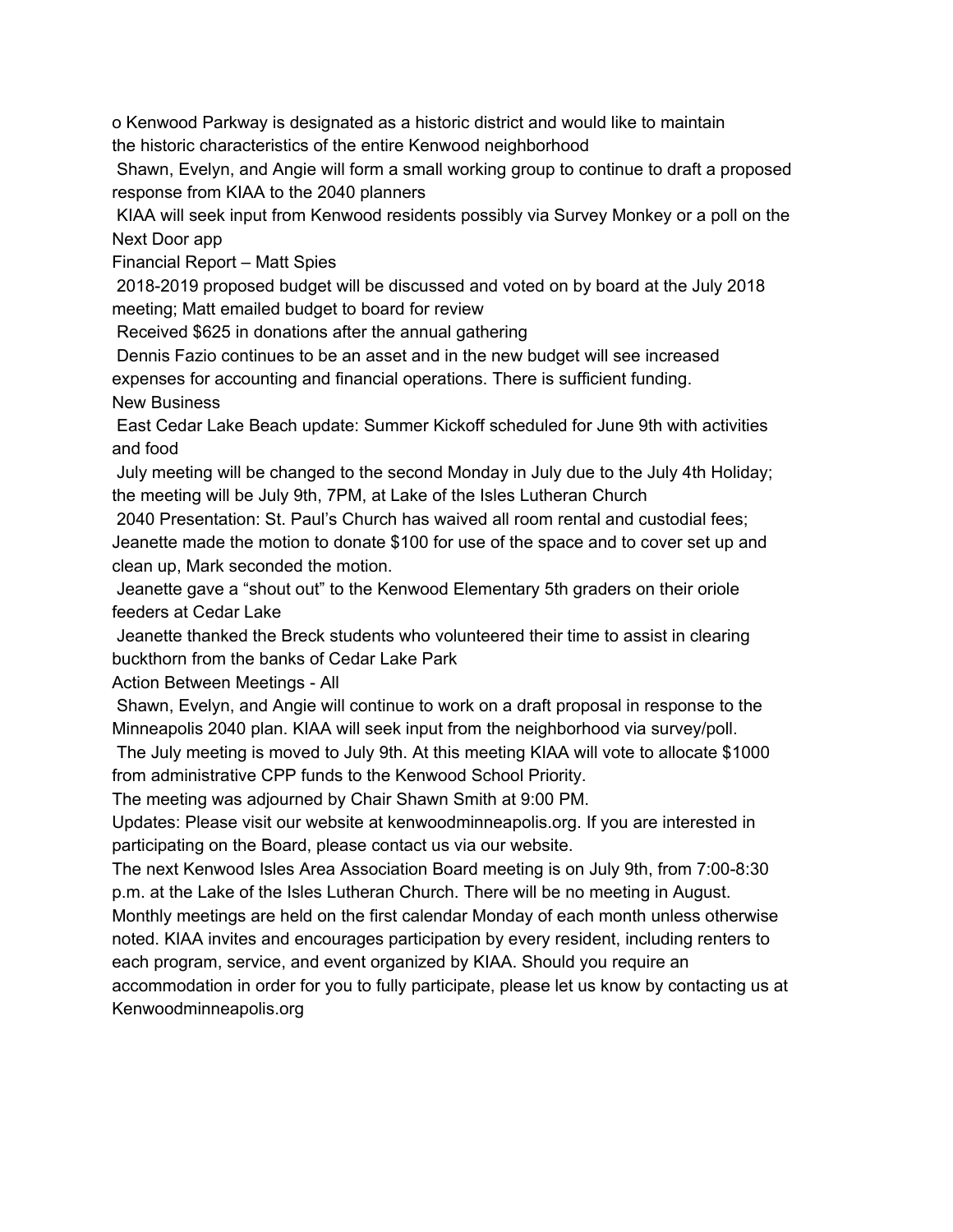o Kenwood Parkway is designated as a historic district and would like to maintain the historic characteristics of the entire Kenwood neighborhood

- Shawn, Evelyn, and Angie will form a small working group to continue to draft a proposed response from KIAA to the 2040 planners
- KIAA will seek input from Kenwood residents possibly via Survey Monkey or a poll on the Next Door app

Financial Report – Matt Spies

- 2018-2019 proposed budget will be discussed and voted on by board at the July 2018 meeting; Matt emailed budget to board for review
- Received $625 in donations after the annual gathering
- Dennis Fazio continues to be an asset and in the new budget will see increased expenses for accounting and financial operations. There is sufficient funding.

New Business

- East Cedar Lake Beach update: Summer Kickoff scheduled for June 9th with activities and food
- July meeting will be changed to the second Monday in July due to the July 4th Holiday; the meeting will be July 9th, 7PM, at Lake of the Isles Lutheran Church
- 2040 Presentation: St. Paul's Church has waived all room rental and custodial fees; Jeanette made the motion to donate $100 for use of the space and to cover set up and clean up, Mark seconded the motion.
- Jeanette gave a "shout out" to the Kenwood Elementary 5th graders on their oriole feeders at Cedar Lake
- Jeanette thanked the Breck students who volunteered their time to assist in clearing buckthorn from the banks of Cedar Lake Park

Action Between Meetings - All

- Shawn, Evelyn, and Angie will continue to work on a draft proposal in response to the Minneapolis 2040 plan. KIAA will seek input from the neighborhood via survey/poll.
- The July meeting is moved to July 9th. At this meeting KIAA will vote to allocate $1000 from administrative CPP funds to the Kenwood School Priority.

The meeting was adjourned by Chair Shawn Smith at 9:00 PM.

Updates: Please visit our website at kenwoodminneapolis.org. If you are interested in participating on the Board, please contact us via our website.

The next Kenwood Isles Area Association Board meeting is on July 9th, from 7:00-8:30 p.m. at the Lake of the Isles Lutheran Church. There will be no meeting in August. Monthly meetings are held on the first calendar Monday of each month unless otherwise noted. KIAA invites and encourages participation by every resident, including renters to each program, service, and event organized by KIAA. Should you require an accommodation in order for you to fully participate, please let us know by contacting us at Kenwoodminneapolis.org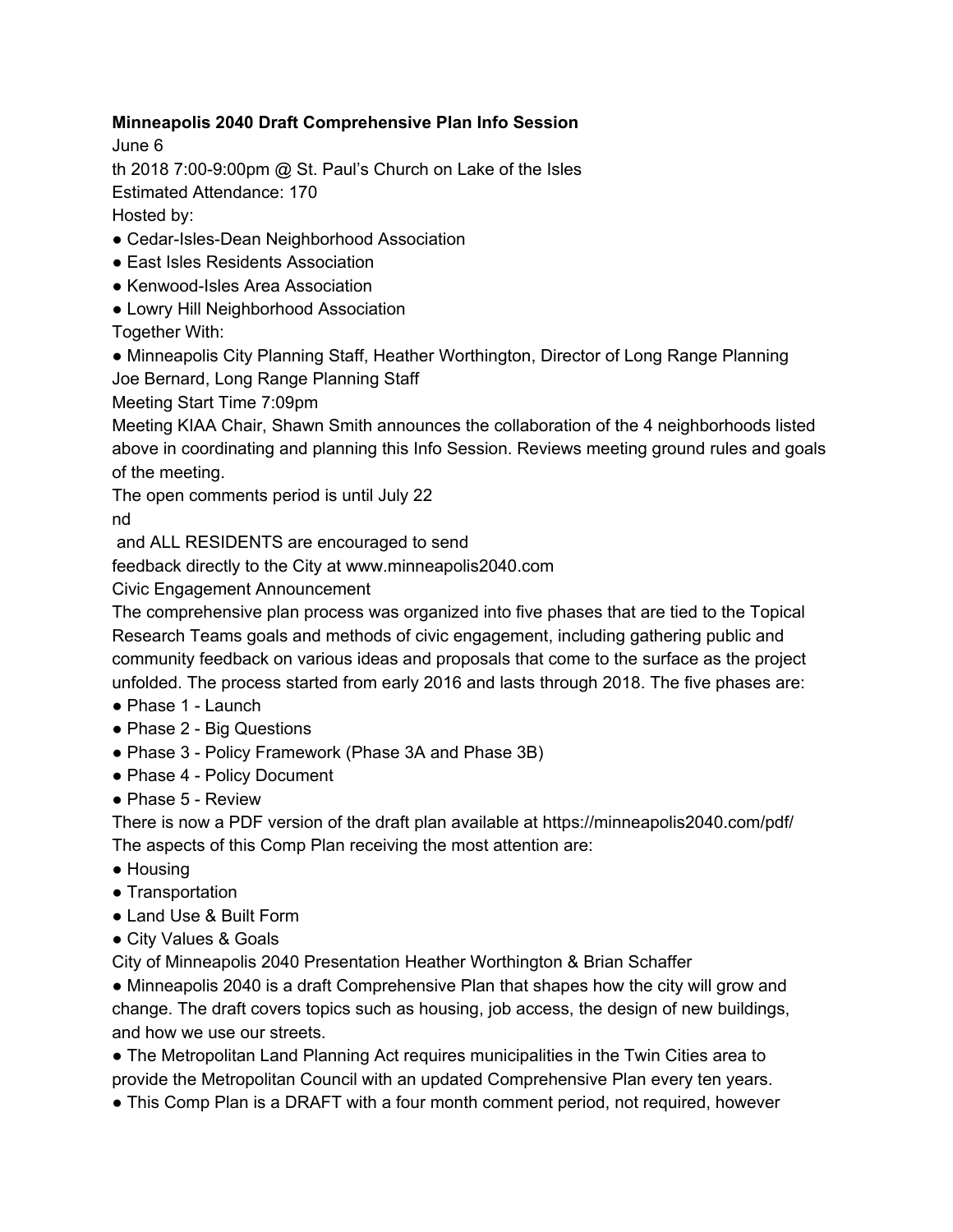**Minneapolis 2040 Draft Comprehensive Plan Info Session**

June 6th 2018 7:00-9:00pm @ St. Paul's Church on Lake of the Isles

Estimated Attendance: 170

Hosted by:

- Cedar-Isles-Dean Neighborhood Association
- East Isles Residents Association
- Kenwood-Isles Area Association
- Lowry Hill Neighborhood Association

Together With:

- Minneapolis City Planning Staff, Heather Worthington, Director of Long Range Planning

Joe Bernard, Long Range Planning Staff

Meeting Start Time 7:09pm

Meeting KIAA Chair, Shawn Smith announces the collaboration of the 4 neighborhoods listed above in coordinating and planning this Info Session. Reviews meeting ground rules and goals of the meeting.

The open comments period is until July 22nd and ALL RESIDENTS are encouraged to send feedback directly to the City at www.minneapolis2040.com

Civic Engagement Announcement

The comprehensive plan process was organized into five phases that are tied to the Topical Research Teams goals and methods of civic engagement, including gathering public and community feedback on various ideas and proposals that come to the surface as the project unfolded. The process started from early 2016 and lasts through 2018. The five phases are:

- Phase 1 - Launch
- Phase 2 - Big Questions
- Phase 3 - Policy Framework (Phase 3A and Phase 3B)
- Phase 4 - Policy Document
- Phase 5 - Review

There is now a PDF version of the draft plan available at https://minneapolis2040.com/pdf/

The aspects of this Comp Plan receiving the most attention are:

- Housing
- Transportation
- Land Use & Built Form
- City Values & Goals

City of Minneapolis 2040 Presentation Heather Worthington & Brian Schaffer

- Minneapolis 2040 is a draft Comprehensive Plan that shapes how the city will grow and change. The draft covers topics such as housing, job access, the design of new buildings, and how we use our streets.
- The Metropolitan Land Planning Act requires municipalities in the Twin Cities area to provide the Metropolitan Council with an updated Comprehensive Plan every ten years.
- This Comp Plan is a DRAFT with a four month comment period, not required, however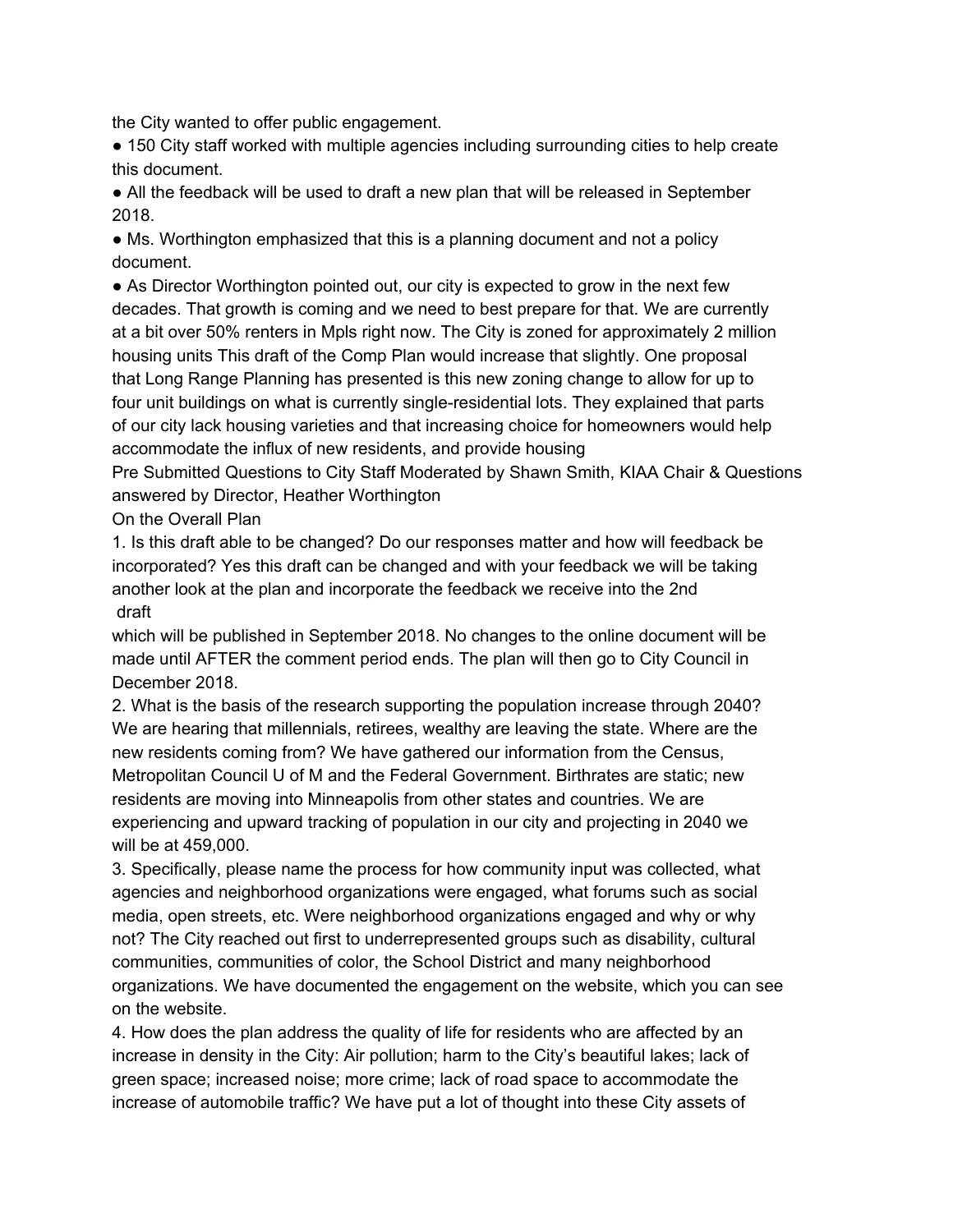the City wanted to offer public engagement.

- 150 City staff worked with multiple agencies including surrounding cities to help create this document.
- All the feedback will be used to draft a new plan that will be released in September 2018.
- Ms. Worthington emphasized that this is a planning document and not a policy document.
- As Director Worthington pointed out, our city is expected to grow in the next few decades. That growth is coming and we need to best prepare for that. We are currently at a bit over 50% renters in Mpls right now. The City is zoned for approximately 2 million housing units This draft of the Comp Plan would increase that slightly. One proposal that Long Range Planning has presented is this new zoning change to allow for up to four unit buildings on what is currently single-residential lots. They explained that parts of our city lack housing varieties and that increasing choice for homeowners would help accommodate the influx of new residents, and provide housing

Pre Submitted Questions to City Staff Moderated by Shawn Smith, KIAA Chair & Questions answered by Director, Heather Worthington

On the Overall Plan

1. Is this draft able to be changed? Do our responses matter and how will feedback be incorporated? Yes this draft can be changed and with your feedback we will be taking another look at the plan and incorporate the feedback we receive into the 2nd draft which will be published in September 2018. No changes to the online document will be made until AFTER the comment period ends. The plan will then go to City Council in December 2018.
2. What is the basis of the research supporting the population increase through 2040? We are hearing that millennials, retirees, wealthy are leaving the state. Where are the new residents coming from? We have gathered our information from the Census, Metropolitan Council U of M and the Federal Government. Birthrates are static; new residents are moving into Minneapolis from other states and countries. We are experiencing and upward tracking of population in our city and projecting in 2040 we will be at 459,000.
3. Specifically, please name the process for how community input was collected, what agencies and neighborhood organizations were engaged, what forums such as social media, open streets, etc. Were neighborhood organizations engaged and why or why not? The City reached out first to underrepresented groups such as disability, cultural communities, communities of color, the School District and many neighborhood organizations. We have documented the engagement on the website, which you can see on the website.
4. How does the plan address the quality of life for residents who are affected by an increase in density in the City: Air pollution; harm to the City's beautiful lakes; lack of green space; increased noise; more crime; lack of road space to accommodate the increase of automobile traffic? We have put a lot of thought into these City assets of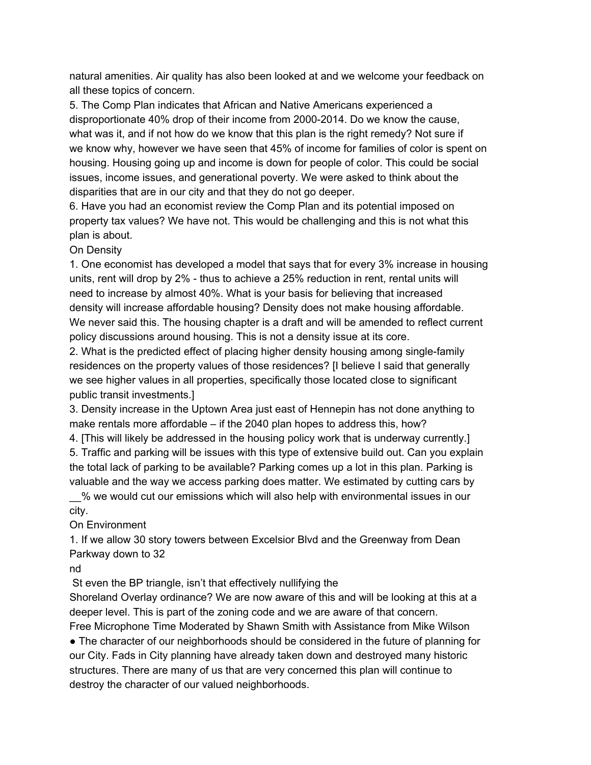natural amenities. Air quality has also been looked at and we welcome your feedback on all these topics of concern.

5. The Comp Plan indicates that African and Native Americans experienced a disproportionate 40% drop of their income from 2000-2014. Do we know the cause, what was it, and if not how do we know that this plan is the right remedy? Not sure if we know why, however we have seen that 45% of income for families of color is spent on housing. Housing going up and income is down for people of color. This could be social issues, income issues, and generational poverty. We were asked to think about the disparities that are in our city and that they do not go deeper.
6. Have you had an economist review the Comp Plan and its potential imposed on property tax values? We have not. This would be challenging and this is not what this plan is about.

On Density

1. One economist has developed a model that says that for every 3% increase in housing units, rent will drop by 2% - thus to achieve a 25% reduction in rent, rental units will need to increase by almost 40%. What is your basis for believing that increased density will increase affordable housing? Density does not make housing affordable. We never said this. The housing chapter is a draft and will be amended to reflect current policy discussions around housing. This is not a density issue at its core.
2. What is the predicted effect of placing higher density housing among single-family residences on the property values of those residences? [I believe I said that generally we see higher values in all properties, specifically those located close to significant public transit investments.]
3. Density increase in the Uptown Area just east of Hennepin has not done anything to make rentals more affordable – if the 2040 plan hopes to address this, how?
4. [This will likely be addressed in the housing policy work that is underway currently.]
5. Traffic and parking will be issues with this type of extensive build out. Can you explain the total lack of parking to be available? Parking comes up a lot in this plan. Parking is valuable and the way we access parking does matter. We estimated by cutting cars by __% we would cut our emissions which will also help with environmental issues in our city.

On Environment

1. If we allow 30 story towers between Excelsior Blvd and the Greenway from Dean Parkway down to 32nd St even the BP triangle, isn't that effectively nullifying the Shoreland Overlay ordinance? We are now aware of this and will be looking at this at a deeper level. This is part of the zoning code and we are aware of that concern.

Free Microphone Time Moderated by Shawn Smith with Assistance from Mike Wilson

- The character of our neighborhoods should be considered in the future of planning for our City. Fads in City planning have already taken down and destroyed many historic structures. There are many of us that are very concerned this plan will continue to destroy the character of our valued neighborhoods.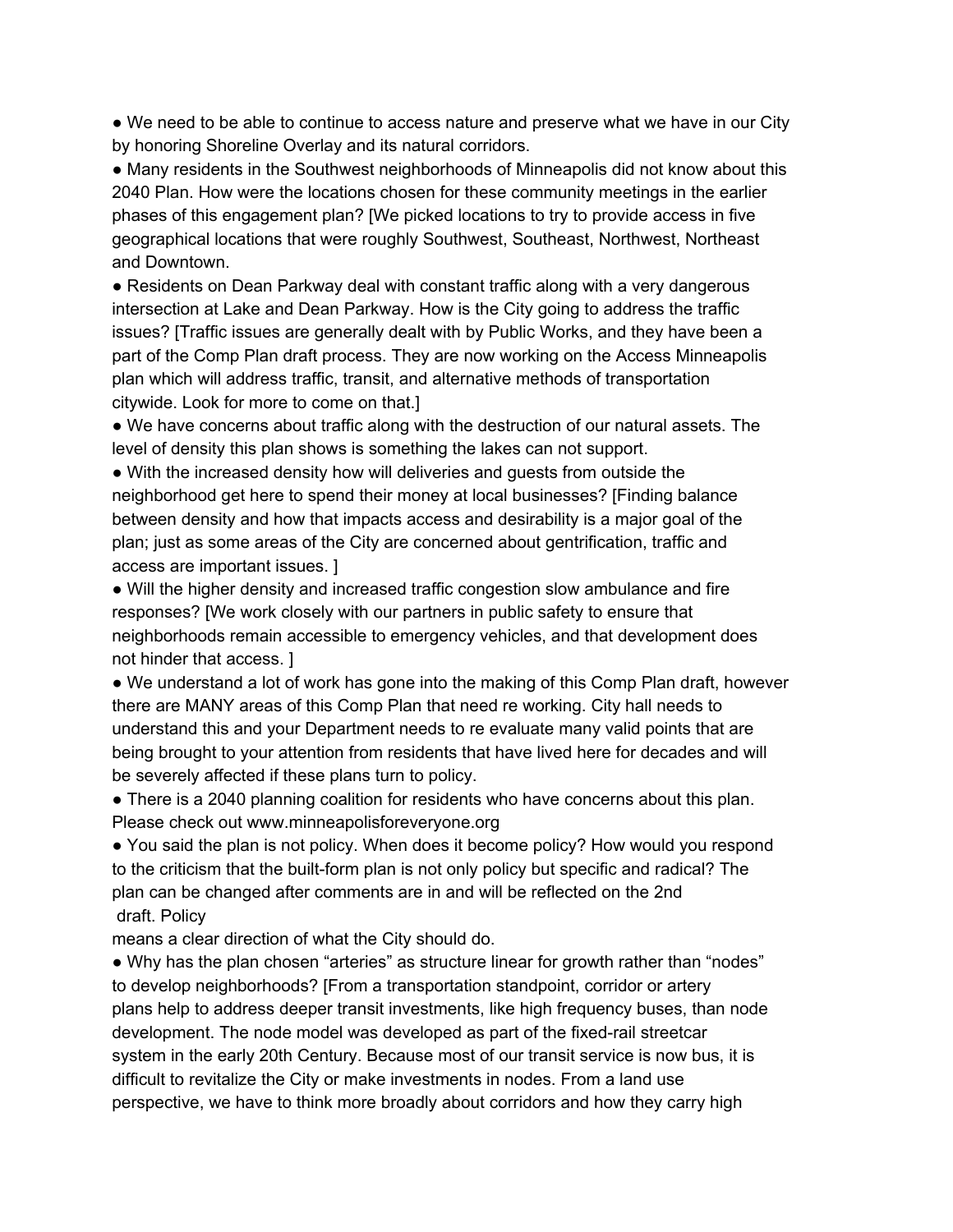● We need to be able to continue to access nature and preserve what we have in our City by honoring Shoreline Overlay and its natural corridors.

● Many residents in the Southwest neighborhoods of Minneapolis did not know about this 2040 Plan. How were the locations chosen for these community meetings in the earlier phases of this engagement plan? [We picked locations to try to provide access in five geographical locations that were roughly Southwest, Southeast, Northwest, Northeast and Downtown.

● Residents on Dean Parkway deal with constant traffic along with a very dangerous intersection at Lake and Dean Parkway. How is the City going to address the traffic issues? [Traffic issues are generally dealt with by Public Works, and they have been a part of the Comp Plan draft process. They are now working on the Access Minneapolis plan which will address traffic, transit, and alternative methods of transportation citywide. Look for more to come on that.]

● We have concerns about traffic along with the destruction of our natural assets. The level of density this plan shows is something the lakes can not support.

● With the increased density how will deliveries and guests from outside the neighborhood get here to spend their money at local businesses? [Finding balance between density and how that impacts access and desirability is a major goal of the plan; just as some areas of the City are concerned about gentrification, traffic and access are important issues. ]

● Will the higher density and increased traffic congestion slow ambulance and fire responses? [We work closely with our partners in public safety to ensure that neighborhoods remain accessible to emergency vehicles, and that development does not hinder that access. ]

● We understand a lot of work has gone into the making of this Comp Plan draft, however there are MANY areas of this Comp Plan that need re working. City hall needs to understand this and your Department needs to re evaluate many valid points that are being brought to your attention from residents that have lived here for decades and will be severely affected if these plans turn to policy.

● There is a 2040 planning coalition for residents who have concerns about this plan. Please check out www.minneapolisforeveryone.org

● You said the plan is not policy. When does it become policy? How would you respond to the criticism that the built-form plan is not only policy but specific and radical? The plan can be changed after comments are in and will be reflected on the 2nd draft. Policy means a clear direction of what the City should do.

● Why has the plan chosen "arteries" as structure linear for growth rather than "nodes" to develop neighborhoods? [From a transportation standpoint, corridor or artery plans help to address deeper transit investments, like high frequency buses, than node development. The node model was developed as part of the fixed-rail streetcar system in the early 20th Century. Because most of our transit service is now bus, it is difficult to revitalize the City or make investments in nodes. From a land use perspective, we have to think more broadly about corridors and how they carry high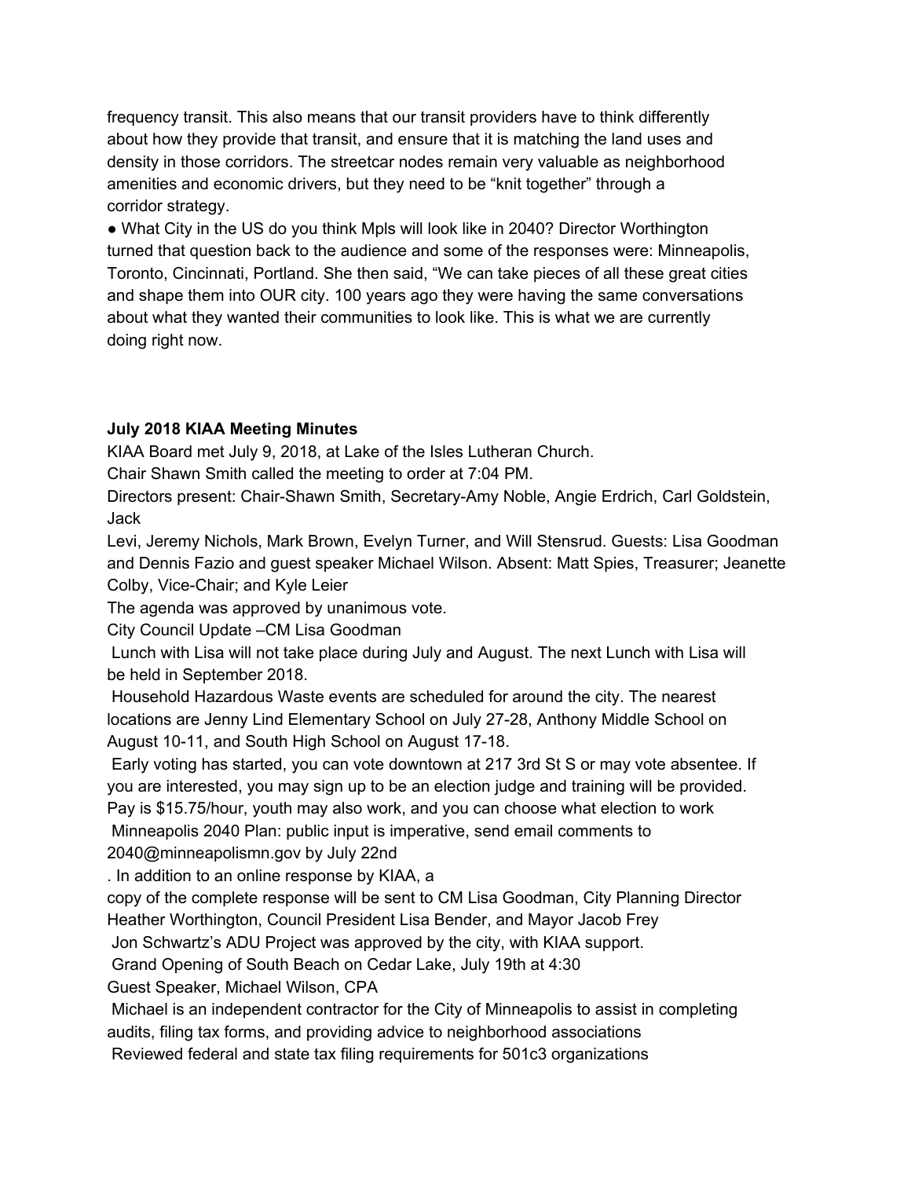frequency transit. This also means that our transit providers have to think differently about how they provide that transit, and ensure that it is matching the land uses and density in those corridors. The streetcar nodes remain very valuable as neighborhood amenities and economic drivers, but they need to be "knit together" through a corridor strategy.

● What City in the US do you think Mpls will look like in 2040? Director Worthington turned that question back to the audience and some of the responses were: Minneapolis, Toronto, Cincinnati, Portland. She then said, "We can take pieces of all these great cities and shape them into OUR city. 100 years ago they were having the same conversations about what they wanted their communities to look like. This is what we are currently doing right now.

**July 2018 KIAA Meeting Minutes**

KIAA Board met July 9, 2018, at Lake of the Isles Lutheran Church.

Chair Shawn Smith called the meeting to order at 7:04 PM.

Directors present: Chair-Shawn Smith, Secretary-Amy Noble, Angie Erdrich, Carl Goldstein, Jack Levi, Jeremy Nichols, Mark Brown, Evelyn Turner, and Will Stensrud. Guests: Lisa Goodman and Dennis Fazio and guest speaker Michael Wilson. Absent: Matt Spies, Treasurer; Jeanette Colby, Vice-Chair; and Kyle Leier

The agenda was approved by unanimous vote.

City Council Update –CM Lisa Goodman

Lunch with Lisa will not take place during July and August. The next Lunch with Lisa will be held in September 2018.

Household Hazardous Waste events are scheduled for around the city. The nearest locations are Jenny Lind Elementary School on July 27-28, Anthony Middle School on August 10-11, and South High School on August 17-18.

Early voting has started, you can vote downtown at 217 3rd St S or may vote absentee. If you are interested, you may sign up to be an election judge and training will be provided. Pay is $15.75/hour, youth may also work, and you can choose what election to work

Minneapolis 2040 Plan: public input is imperative, send email comments to 2040@minneapolismn.gov by July 22nd. In addition to an online response by KIAA, a copy of the complete response will be sent to CM Lisa Goodman, City Planning Director Heather Worthington, Council President Lisa Bender, and Mayor Jacob Frey

Jon Schwartz's ADU Project was approved by the city, with KIAA support.

Grand Opening of South Beach on Cedar Lake, July 19th at 4:30

Guest Speaker, Michael Wilson, CPA

Michael is an independent contractor for the City of Minneapolis to assist in completing audits, filing tax forms, and providing advice to neighborhood associations

Reviewed federal and state tax filing requirements for 501c3 organizations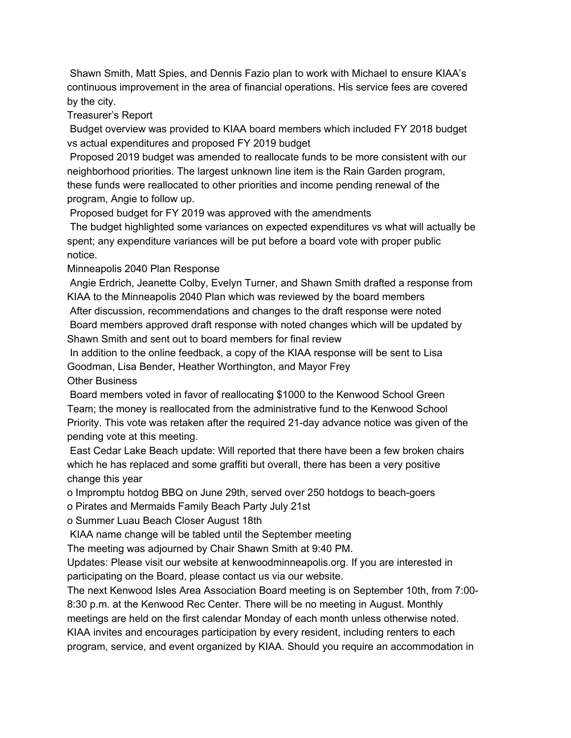Shawn Smith, Matt Spies, and Dennis Fazio plan to work with Michael to ensure KIAA's continuous improvement in the area of financial operations. His service fees are covered by the city.

Treasurer's Report

- Budget overview was provided to KIAA board members which included FY 2018 budget vs actual expenditures and proposed FY 2019 budget
- Proposed 2019 budget was amended to reallocate funds to be more consistent with our neighborhood priorities. The largest unknown line item is the Rain Garden program, these funds were reallocated to other priorities and income pending renewal of the program, Angie to follow up.
- Proposed budget for FY 2019 was approved with the amendments
- The budget highlighted some variances on expected expenditures vs what will actually be spent; any expenditure variances will be put before a board vote with proper public notice.

Minneapolis 2040 Plan Response

- Angie Erdrich, Jeanette Colby, Evelyn Turner, and Shawn Smith drafted a response from KIAA to the Minneapolis 2040 Plan which was reviewed by the board members
- After discussion, recommendations and changes to the draft response were noted
- Board members approved draft response with noted changes which will be updated by Shawn Smith and sent out to board members for final review
- In addition to the online feedback, a copy of the KIAA response will be sent to Lisa Goodman, Lisa Bender, Heather Worthington, and Mayor Frey

Other Business

- Board members voted in favor of reallocating $1000 to the Kenwood School Green Team; the money is reallocated from the administrative fund to the Kenwood School Priority. This vote was retaken after the required 21-day advance notice was given of the pending vote at this meeting.
- East Cedar Lake Beach update: Will reported that there have been a few broken chairs which he has replaced and some graffiti but overall, there has been a very positive change this year
  - Impromptu hotdog BBQ on June 29th, served over 250 hotdogs to beach-goers
  - Pirates and Mermaids Family Beach Party July 21st
  - Summer Luau Beach Closer August 18th
- KIAA name change will be tabled until the September meeting

The meeting was adjourned by Chair Shawn Smith at 9:40 PM.

Updates: Please visit our website at kenwoodminneapolis.org. If you are interested in participating on the Board, please contact us via our website.

The next Kenwood Isles Area Association Board meeting is on September 10th, from 7:00-8:30 p.m. at the Kenwood Rec Center. There will be no meeting in August. Monthly meetings are held on the first calendar Monday of each month unless otherwise noted. KIAA invites and encourages participation by every resident, including renters to each program, service, and event organized by KIAA. Should you require an accommodation in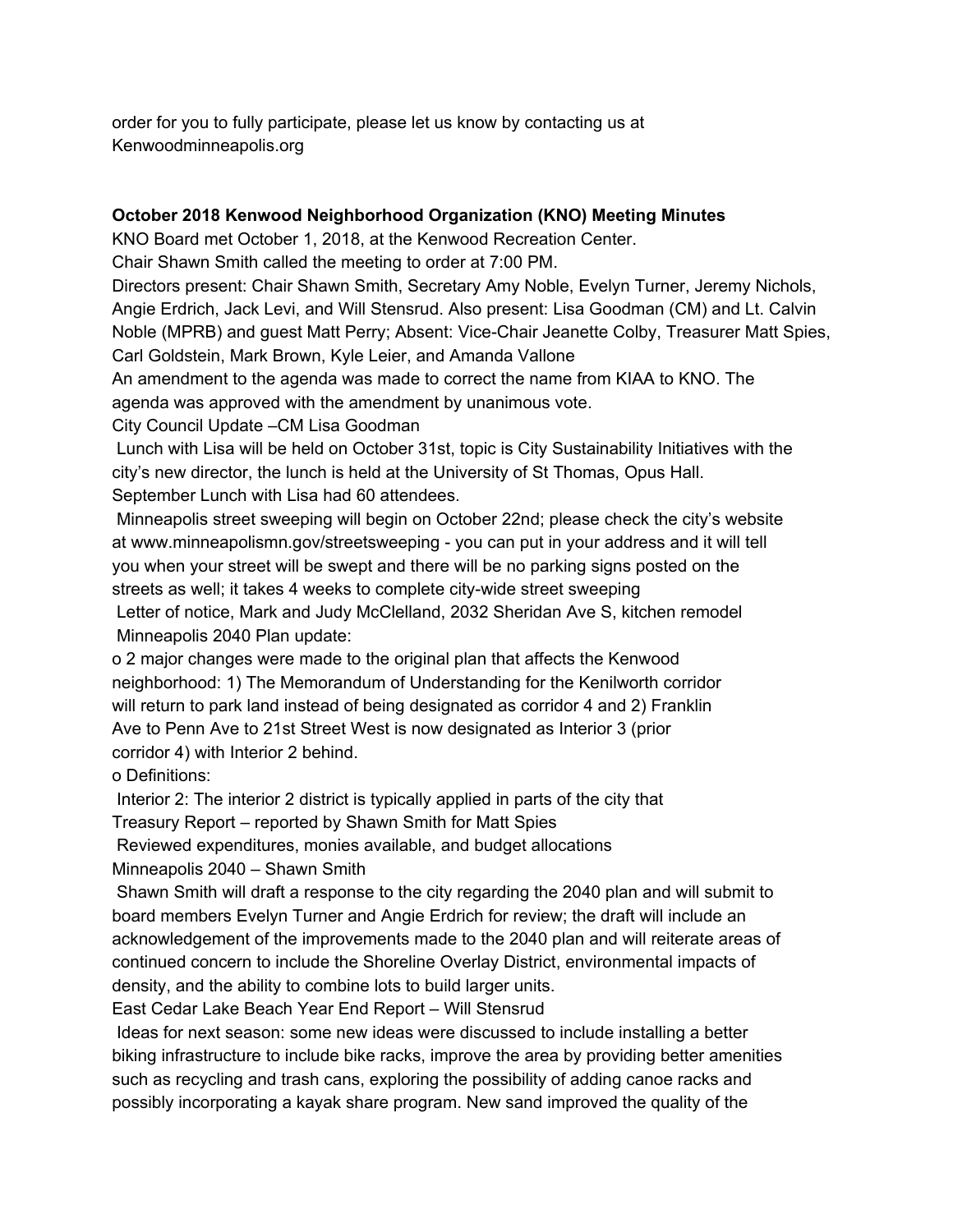order for you to fully participate, please let us know by contacting us at Kenwoodminneapolis.org

**October 2018 Kenwood Neighborhood Organization (KNO) Meeting Minutes**

KNO Board met October 1, 2018, at the Kenwood Recreation Center.

Chair Shawn Smith called the meeting to order at 7:00 PM.

Directors present: Chair Shawn Smith, Secretary Amy Noble, Evelyn Turner, Jeremy Nichols, Angie Erdrich, Jack Levi, and Will Stensrud. Also present: Lisa Goodman (CM) and Lt. Calvin Noble (MPRB) and guest Matt Perry; Absent: Vice-Chair Jeanette Colby, Treasurer Matt Spies, Carl Goldstein, Mark Brown, Kyle Leier, and Amanda Vallone

An amendment to the agenda was made to correct the name from KIAA to KNO. The agenda was approved with the amendment by unanimous vote.

City Council Update –CM Lisa Goodman

- Lunch with Lisa will be held on October 31st, topic is City Sustainability Initiatives with the city's new director, the lunch is held at the University of St Thomas, Opus Hall. September Lunch with Lisa had 60 attendees.
- Minneapolis street sweeping will begin on October 22nd; please check the city's website at www.minneapolismn.gov/streetsweeping - you can put in your address and it will tell you when your street will be swept and there will be no parking signs posted on the streets as well; it takes 4 weeks to complete city-wide street sweeping
- Letter of notice, Mark and Judy McClelland, 2032 Sheridan Ave S, kitchen remodel
- Minneapolis 2040 Plan update:
  - 2 major changes were made to the original plan that affects the Kenwood neighborhood: 1) The Memorandum of Understanding for the Kenilworth corridor will return to park land instead of being designated as corridor 4 and 2) Franklin Ave to Penn Ave to 21st Street West is now designated as Interior 3 (prior corridor 4) with Interior 2 behind.
  - Definitions:
    - Interior 2: The interior 2 district is typically applied in parts of the city that

Treasury Report – reported by Shawn Smith for Matt Spies

- Reviewed expenditures, monies available, and budget allocations

Minneapolis 2040 – Shawn Smith

- Shawn Smith will draft a response to the city regarding the 2040 plan and will submit to board members Evelyn Turner and Angie Erdrich for review; the draft will include an acknowledgement of the improvements made to the 2040 plan and will reiterate areas of continued concern to include the Shoreline Overlay District, environmental impacts of density, and the ability to combine lots to build larger units.

East Cedar Lake Beach Year End Report – Will Stensrud

- Ideas for next season: some new ideas were discussed to include installing a better biking infrastructure to include bike racks, improve the area by providing better amenities such as recycling and trash cans, exploring the possibility of adding canoe racks and possibly incorporating a kayak share program. New sand improved the quality of the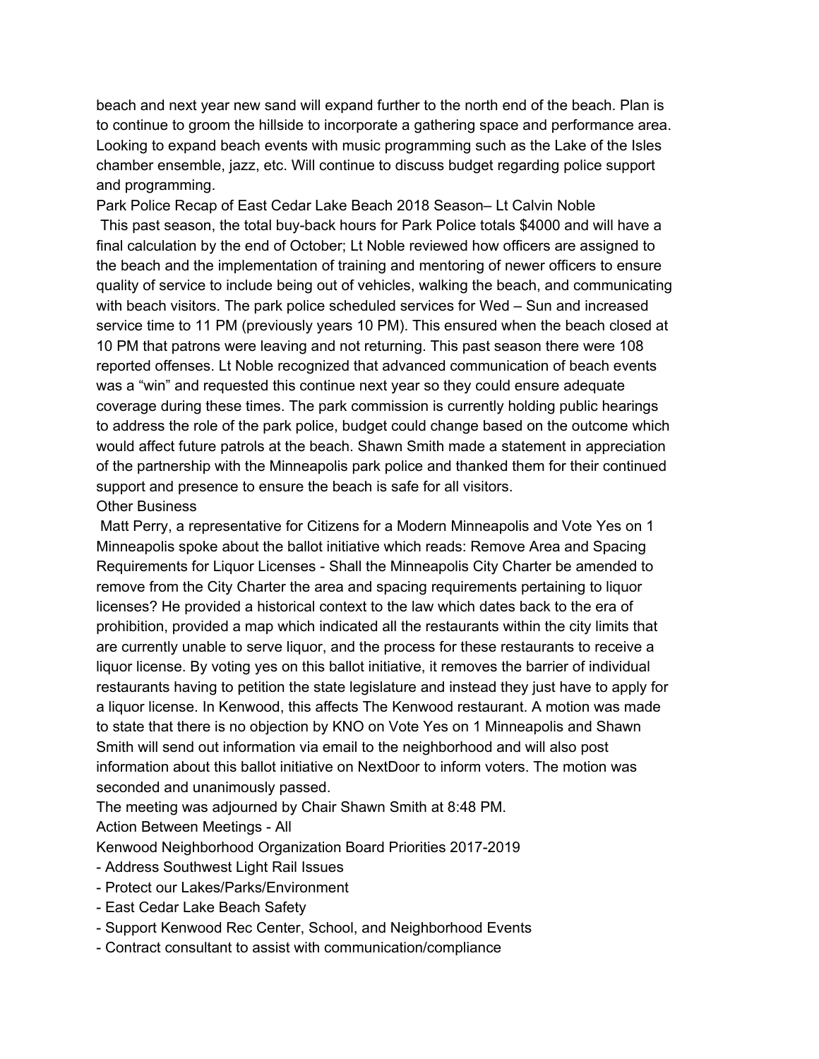beach and next year new sand will expand further to the north end of the beach. Plan is to continue to groom the hillside to incorporate a gathering space and performance area. Looking to expand beach events with music programming such as the Lake of the Isles chamber ensemble, jazz, etc. Will continue to discuss budget regarding police support and programming.

Park Police Recap of East Cedar Lake Beach 2018 Season– Lt Calvin Noble

This past season, the total buy-back hours for Park Police totals $4000 and will have a final calculation by the end of October; Lt Noble reviewed how officers are assigned to the beach and the implementation of training and mentoring of newer officers to ensure quality of service to include being out of vehicles, walking the beach, and communicating with beach visitors. The park police scheduled services for Wed – Sun and increased service time to 11 PM (previously years 10 PM). This ensured when the beach closed at 10 PM that patrons were leaving and not returning. This past season there were 108 reported offenses. Lt Noble recognized that advanced communication of beach events was a "win" and requested this continue next year so they could ensure adequate coverage during these times. The park commission is currently holding public hearings to address the role of the park police, budget could change based on the outcome which would affect future patrols at the beach. Shawn Smith made a statement in appreciation of the partnership with the Minneapolis park police and thanked them for their continued support and presence to ensure the beach is safe for all visitors.

Other Business

Matt Perry, a representative for Citizens for a Modern Minneapolis and Vote Yes on 1 Minneapolis spoke about the ballot initiative which reads: Remove Area and Spacing Requirements for Liquor Licenses - Shall the Minneapolis City Charter be amended to remove from the City Charter the area and spacing requirements pertaining to liquor licenses? He provided a historical context to the law which dates back to the era of prohibition, provided a map which indicated all the restaurants within the city limits that are currently unable to serve liquor, and the process for these restaurants to receive a liquor license. By voting yes on this ballot initiative, it removes the barrier of individual restaurants having to petition the state legislature and instead they just have to apply for a liquor license. In Kenwood, this affects The Kenwood restaurant. A motion was made to state that there is no objection by KNO on Vote Yes on 1 Minneapolis and Shawn Smith will send out information via email to the neighborhood and will also post information about this ballot initiative on NextDoor to inform voters. The motion was seconded and unanimously passed.

The meeting was adjourned by Chair Shawn Smith at 8:48 PM.

Action Between Meetings - All

Kenwood Neighborhood Organization Board Priorities 2017-2019

- Address Southwest Light Rail Issues
- Protect our Lakes/Parks/Environment
- East Cedar Lake Beach Safety
- Support Kenwood Rec Center, School, and Neighborhood Events
- Contract consultant to assist with communication/compliance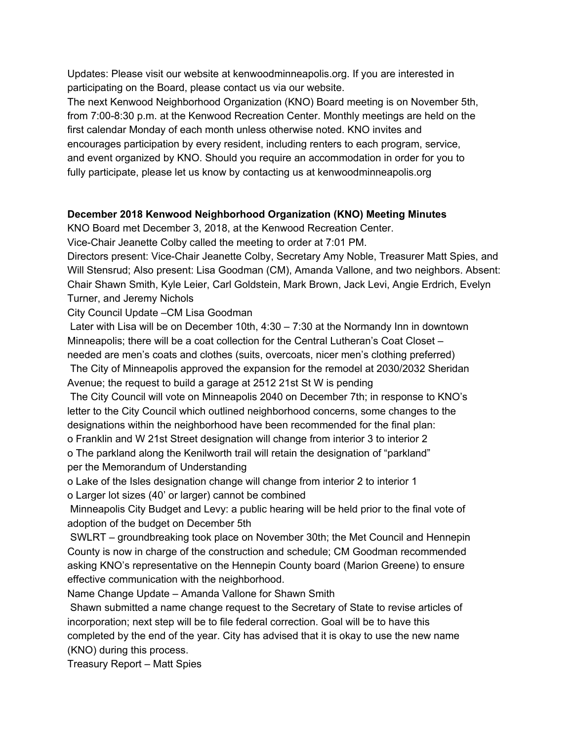Updates: Please visit our website at kenwoodminneapolis.org. If you are interested in participating on the Board, please contact us via our website.

The next Kenwood Neighborhood Organization (KNO) Board meeting is on November 5th, from 7:00-8:30 p.m. at the Kenwood Recreation Center. Monthly meetings are held on the first calendar Monday of each month unless otherwise noted. KNO invites and encourages participation by every resident, including renters to each program, service, and event organized by KNO. Should you require an accommodation in order for you to fully participate, please let us know by contacting us at kenwoodminneapolis.org

**December 2018 Kenwood Neighborhood Organization (KNO) Meeting Minutes**

KNO Board met December 3, 2018, at the Kenwood Recreation Center.

Vice-Chair Jeanette Colby called the meeting to order at 7:01 PM.

Directors present: Vice-Chair Jeanette Colby, Secretary Amy Noble, Treasurer Matt Spies, and Will Stensrud; Also present: Lisa Goodman (CM), Amanda Vallone, and two neighbors. Absent: Chair Shawn Smith, Kyle Leier, Carl Goldstein, Mark Brown, Jack Levi, Angie Erdrich, Evelyn Turner, and Jeremy Nichols

City Council Update –CM Lisa Goodman

- Later with Lisa will be on December 10th, 4:30 – 7:30 at the Normandy Inn in downtown Minneapolis; there will be a coat collection for the Central Lutheran's Coat Closet – needed are men's coats and clothes (suits, overcoats, nicer men's clothing preferred)
- The City of Minneapolis approved the expansion for the remodel at 2030/2032 Sheridan Avenue; the request to build a garage at 2512 21st St W is pending
- The City Council will vote on Minneapolis 2040 on December 7th; in response to KNO's letter to the City Council which outlined neighborhood concerns, some changes to the designations within the neighborhood have been recommended for the final plan:
  - Franklin and W 21st Street designation will change from interior 3 to interior 2
  - The parkland along the Kenilworth trail will retain the designation of "parkland" per the Memorandum of Understanding
  - Lake of the Isles designation change will change from interior 2 to interior 1
  - Larger lot sizes (40' or larger) cannot be combined
- Minneapolis City Budget and Levy: a public hearing will be held prior to the final vote of adoption of the budget on December 5th
- SWLRT – groundbreaking took place on November 30th; the Met Council and Hennepin County is now in charge of the construction and schedule; CM Goodman recommended asking KNO's representative on the Hennepin County board (Marion Greene) to ensure effective communication with the neighborhood.

Name Change Update – Amanda Vallone for Shawn Smith

- Shawn submitted a name change request to the Secretary of State to revise articles of incorporation; next step will be to file federal correction. Goal will be to have this completed by the end of the year. City has advised that it is okay to use the new name (KNO) during this process.

Treasury Report – Matt Spies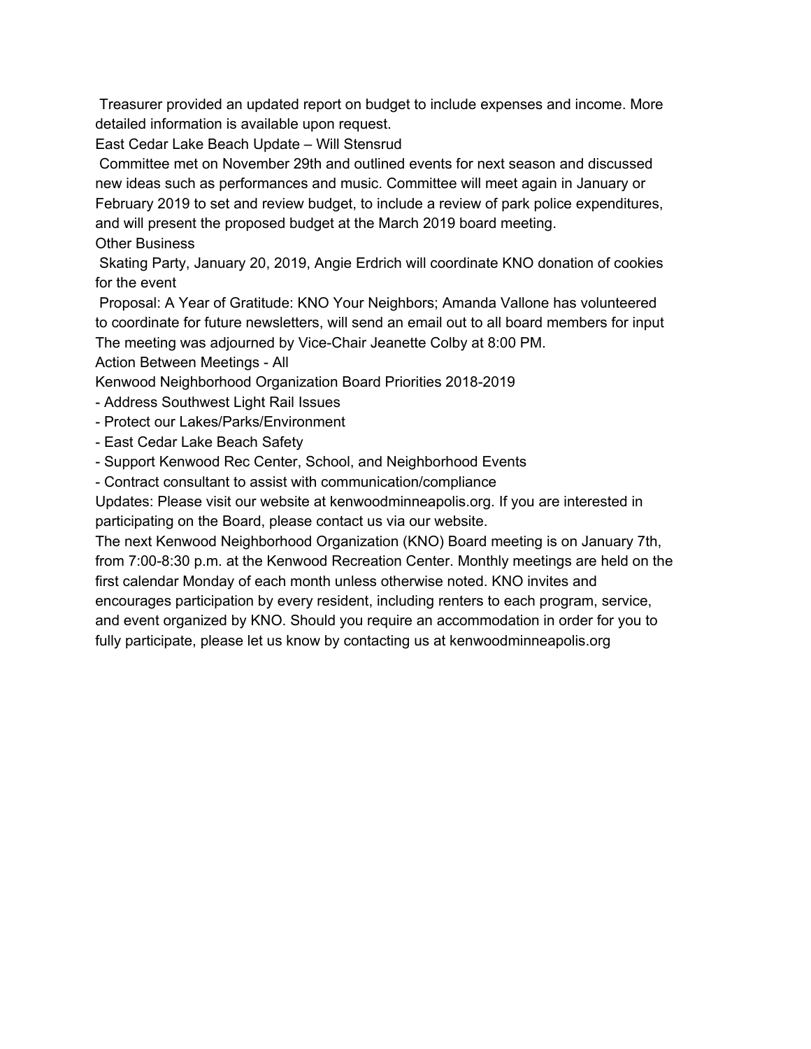Treasurer provided an updated report on budget to include expenses and income. More detailed information is available upon request.

East Cedar Lake Beach Update – Will Stensrud

Committee met on November 29th and outlined events for next season and discussed new ideas such as performances and music. Committee will meet again in January or February 2019 to set and review budget, to include a review of park police expenditures, and will present the proposed budget at the March 2019 board meeting.

Other Business

Skating Party, January 20, 2019, Angie Erdrich will coordinate KNO donation of cookies for the event

Proposal: A Year of Gratitude: KNO Your Neighbors; Amanda Vallone has volunteered to coordinate for future newsletters, will send an email out to all board members for input

The meeting was adjourned by Vice-Chair Jeanette Colby at 8:00 PM.

Action Between Meetings - All

Kenwood Neighborhood Organization Board Priorities 2018-2019

- Address Southwest Light Rail Issues
- Protect our Lakes/Parks/Environment
- East Cedar Lake Beach Safety
- Support Kenwood Rec Center, School, and Neighborhood Events
- Contract consultant to assist with communication/compliance

Updates: Please visit our website at kenwoodminneapolis.org. If you are interested in participating on the Board, please contact us via our website.

The next Kenwood Neighborhood Organization (KNO) Board meeting is on January 7th, from 7:00-8:30 p.m. at the Kenwood Recreation Center. Monthly meetings are held on the first calendar Monday of each month unless otherwise noted. KNO invites and encourages participation by every resident, including renters to each program, service, and event organized by KNO. Should you require an accommodation in order for you to fully participate, please let us know by contacting us at kenwoodminneapolis.org